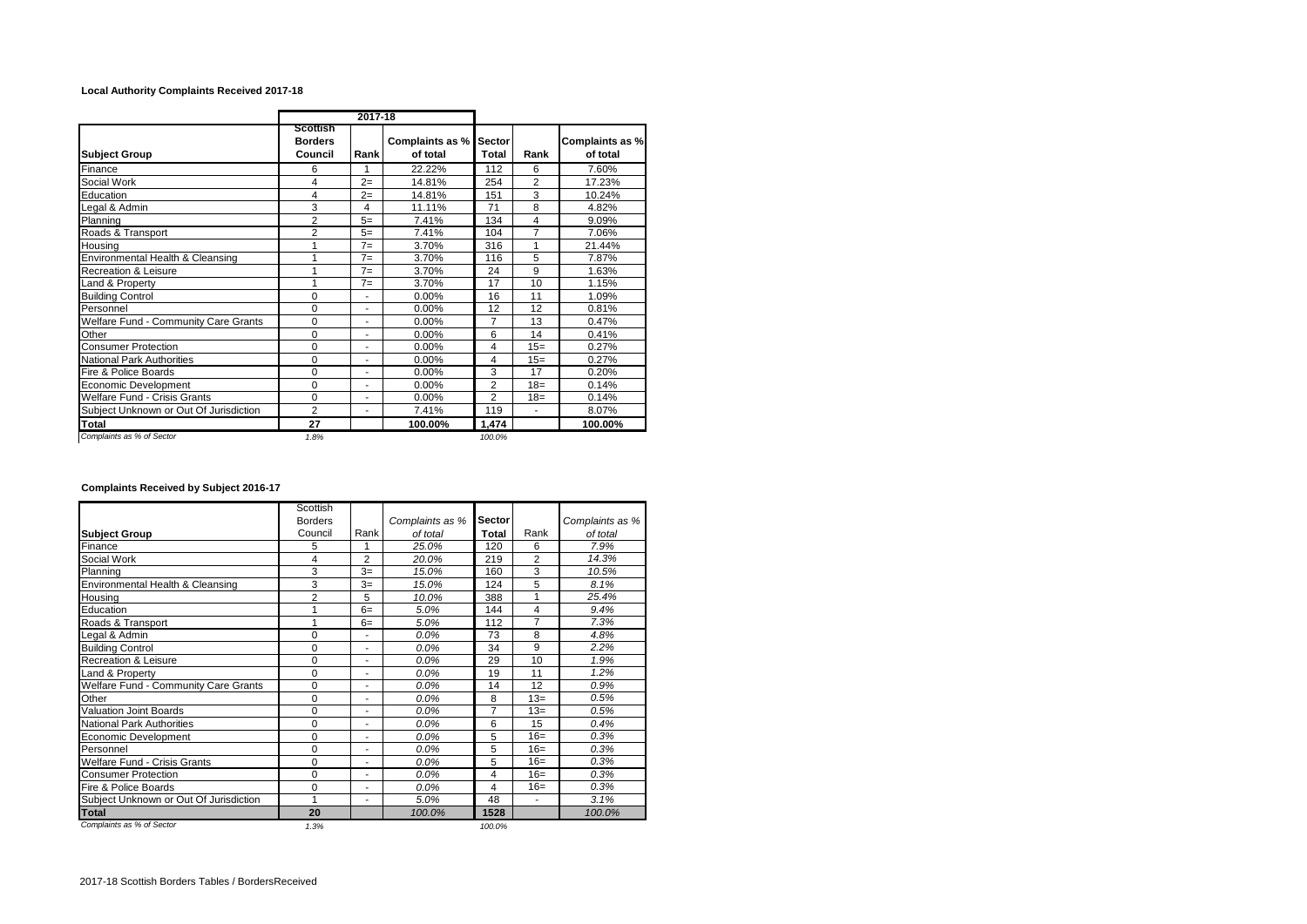**Local Authority Complaints Received 2017-18**

| | 2017-18 | | | | | |
|---|---|---|---|---|---|---|
| **Subject Group** | **Scottish Borders Council** | **Rank** | **Complaints as % of total** | **Sector Total** | **Rank** | **Complaints as % of total** |
| Finance | 6 | 1 | 22.22% | 112 | 6 | 7.60% |
| Social Work | 4 | 2= | 14.81% | 254 | 2 | 17.23% |
| Education | 4 | 2= | 14.81% | 151 | 3 | 10.24% |
| Legal & Admin | 3 | 4 | 11.11% | 71 | 8 | 4.82% |
| Planning | 2 | 5= | 7.41% | 134 | 4 | 9.09% |
| Roads & Transport | 2 | 5= | 7.41% | 104 | 7 | 7.06% |
| Housing | 1 | 7= | 3.70% | 316 | 1 | 21.44% |
| Environmental Health & Cleansing | 1 | 7= | 3.70% | 116 | 5 | 7.87% |
| Recreation & Leisure | 1 | 7= | 3.70% | 24 | 9 | 1.63% |
| Land & Property | 1 | 7= | 3.70% | 17 | 10 | 1.15% |
| Building Control | 0 | - | 0.00% | 16 | 11 | 1.09% |
| Personnel | 0 | - | 0.00% | 12 | 12 | 0.81% |
| Welfare Fund - Community Care Grants | 0 | - | 0.00% | 7 | 13 | 0.47% |
| Other | 0 | - | 0.00% | 6 | 14 | 0.41% |
| Consumer Protection | 0 | - | 0.00% | 4 | 15= | 0.27% |
| National Park Authorities | 0 | - | 0.00% | 4 | 15= | 0.27% |
| Fire & Police Boards | 0 | - | 0.00% | 3 | 17 | 0.20% |
| Economic Development | 0 | - | 0.00% | 2 | 18= | 0.14% |
| Welfare Fund - Crisis Grants | 0 | - | 0.00% | 2 | 18= | 0.14% |
| Subject Unknown or Out Of Jurisdiction | 2 | - | 7.41% | 119 | - | 8.07% |
| **Total** | **27** | | **100.00%** | **1,474** | | **100.00%** |
| *Complaints as % of Sector* | *1.8%* | | | *100.0%* | | |

**Complaints Received by Subject 2016-17**

| **Subject Group** | Scottish Borders Council | Rank | *Complaints as % of total* | **Sector Total** | Rank | *Complaints as % of total* |
|---|---|---|---|---|---|---|
| Finance | 5 | 1 | *25.0%* | 120 | 6 | *7.9%* |
| Social Work | 4 | 2 | *20.0%* | 219 | 2 | *14.3%* |
| Planning | 3 | 3= | *15.0%* | 160 | 3 | *10.5%* |
| Environmental Health & Cleansing | 3 | 3= | *15.0%* | 124 | 5 | *8.1%* |
| Housing | 2 | 5 | *10.0%* | 388 | 1 | *25.4%* |
| Education | 1 | 6= | *5.0%* | 144 | 4 | *9.4%* |
| Roads & Transport | 1 | 6= | *5.0%* | 112 | 7 | *7.3%* |
| Legal & Admin | 0 | - | *0.0%* | 73 | 8 | *4.8%* |
| Building Control | 0 | - | *0.0%* | 34 | 9 | *2.2%* |
| Recreation & Leisure | 0 | - | *0.0%* | 29 | 10 | *1.9%* |
| Land & Property | 0 | - | *0.0%* | 19 | 11 | *1.2%* |
| Welfare Fund - Community Care Grants | 0 | - | *0.0%* | 14 | 12 | *0.9%* |
| Other | 0 | - | *0.0%* | 8 | 13= | *0.5%* |
| Valuation Joint Boards | 0 | - | *0.0%* | 7 | 13= | *0.5%* |
| National Park Authorities | 0 | - | *0.0%* | 6 | 15 | *0.4%* |
| Economic Development | 0 | - | *0.0%* | 5 | 16= | *0.3%* |
| Personnel | 0 | - | *0.0%* | 5 | 16= | *0.3%* |
| Welfare Fund - Crisis Grants | 0 | - | *0.0%* | 5 | 16= | *0.3%* |
| Consumer Protection | 0 | - | *0.0%* | 4 | 16= | *0.3%* |
| Fire & Police Boards | 0 | - | *0.0%* | 4 | 16= | *0.3%* |
| Subject Unknown or Out Of Jurisdiction | 1 | - | *5.0%* | 48 | - | *3.1%* |
| **Total** | **20** | | *100.0%* | **1528** | | *100.0%* |
| *Complaints as % of Sector* | *1.3%* | | | *100.0%* | | |

2017-18 Scottish Borders Tables / BordersReceived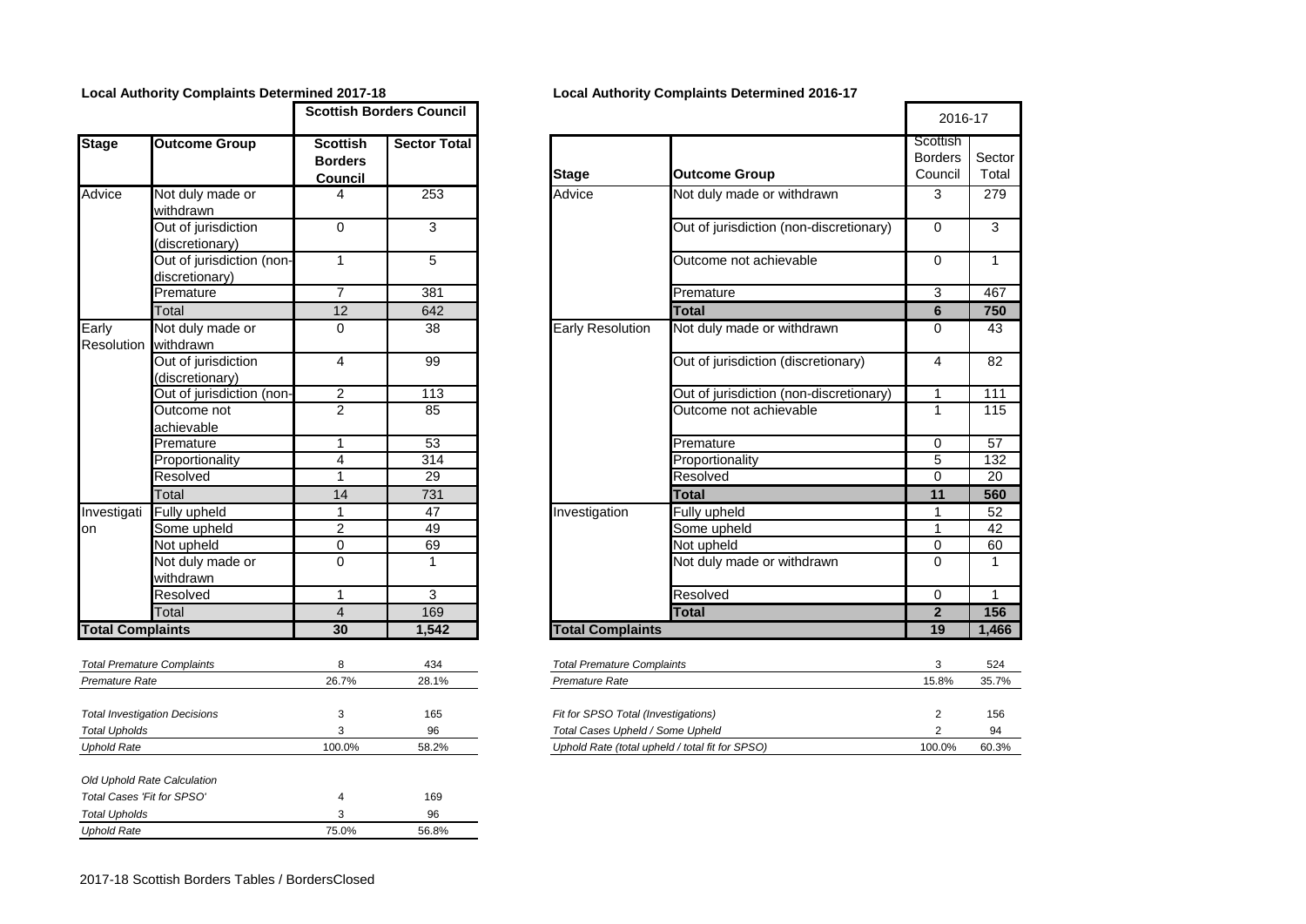**Local Authority Complaints Determined 2017-18**

| | | Scottish Borders Council | |
|---|---|---|---|
| **Stage** | **Outcome Group** | **Scottish Borders Council** | **Sector Total** |
| Advice | Not duly made or withdrawn | 4 | 253 |
| | Out of jurisdiction (discretionary) | 0 | 3 |
| | Out of jurisdiction (non-discretionary) | 1 | 5 |
| | Premature | 7 | 381 |
| | Total | 12 | 642 |
| Early Resolution | Not duly made or withdrawn | 0 | 38 |
| | Out of jurisdiction (discretionary) | 4 | 99 |
| | Out of jurisdiction (non- | 2 | 113 |
| | Outcome not achievable | 2 | 85 |
| | Premature | 1 | 53 |
| | Proportionality | 4 | 314 |
| | Resolved | 1 | 29 |
| | Total | 14 | 731 |
| Investigation | Fully upheld | 1 | 47 |
| | Some upheld | 2 | 49 |
| | Not upheld | 0 | 69 |
| | Not duly made or withdrawn | 0 | 1 |
| | Resolved | 1 | 3 |
| | Total | 4 | 169 |
| **Total Complaints** | | **30** | **1,542** |

| | | |
|---|---|---|
| *Total Premature Complaints* | 8 | 434 |
| *Premature Rate* | 26.7% | 28.1% |
| | | |
| *Total Investigation Decisions* | 3 | 165 |
| *Total Upholds* | 3 | 96 |
| *Uphold Rate* | 100.0% | 58.2% |
| | | |
| *Old Uphold Rate Calculation* | | |
| *Total Cases 'Fit for SPSO'* | 4 | 169 |
| *Total Upholds* | 3 | 96 |
| *Uphold Rate* | 75.0% | 56.8% |

**Local Authority Complaints Determined 2016-17**

| | | 2016-17 | |
|---|---|---|---|
| **Stage** | **Outcome Group** | Scottish Borders Council | Sector Total |
| Advice | Not duly made or withdrawn | 3 | 279 |
| | Out of jurisdiction (non-discretionary) | 0 | 3 |
| | Outcome not achievable | 0 | 1 |
| | Premature | 3 | 467 |
| | **Total** | **6** | **750** |
| Early Resolution | Not duly made or withdrawn | 0 | 43 |
| | Out of jurisdiction (discretionary) | 4 | 82 |
| | Out of jurisdiction (non-discretionary) | 1 | 111 |
| | Outcome not achievable | 1 | 115 |
| | Premature | 0 | 57 |
| | Proportionality | 5 | 132 |
| | Resolved | 0 | 20 |
| | **Total** | **11** | **560** |
| Investigation | Fully upheld | 1 | 52 |
| | Some upheld | 1 | 42 |
| | Not upheld | 0 | 60 |
| | Not duly made or withdrawn | 0 | 1 |
| | Resolved | 0 | 1 |
| | **Total** | **2** | **156** |
| **Total Complaints** | | **19** | **1,466** |

| | | |
|---|---|---|
| *Total Premature Complaints* | 3 | 524 |
| *Premature Rate* | 15.8% | 35.7% |
| | | |
| *Fit for SPSO Total (Investigations)* | 2 | 156 |
| *Total Cases Upheld / Some Upheld* | 2 | 94 |
| *Uphold Rate (total upheld / total fit for SPSO)* | 100.0% | 60.3% |

2017-18 Scottish Borders Tables / BordersClosed